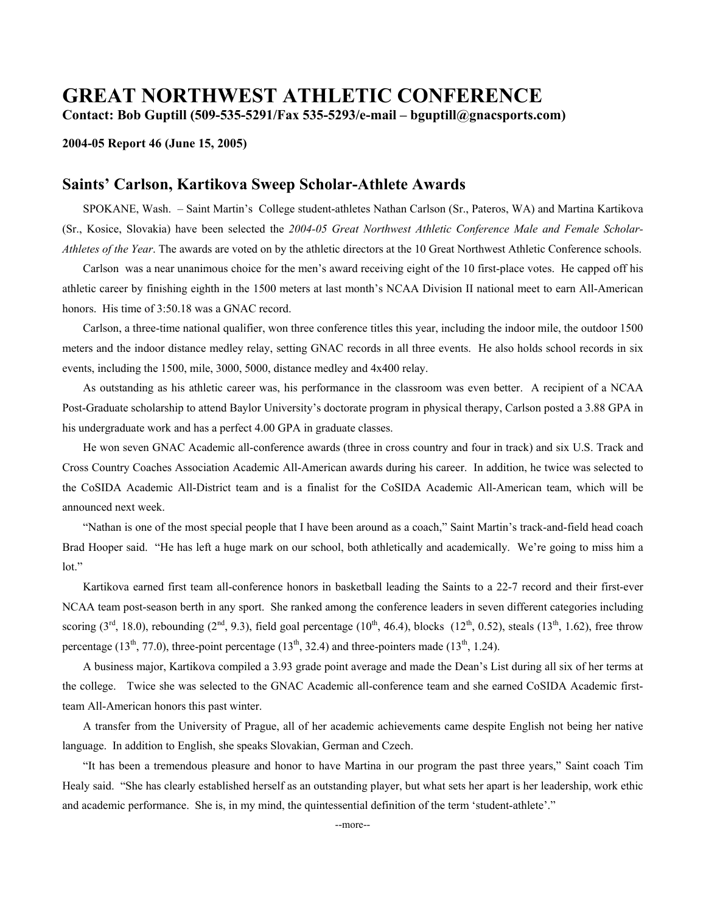# GREAT NORTHWEST ATHLETIC CONFERENCE

**Contact: Bob Guptill (509-535-5291/Fax 535-5293/e-mail – bguptill@gnacsports.com)**

**2004-05 Report 46 (June 15, 2005)**

## Saints' Carlson, Kartikova Sweep Scholar-Athlete Awards

SPOKANE, Wash. – Saint Martin's College student-athletes Nathan Carlson (Sr., Pateros, WA) and Martina Kartikova (Sr., Kosice, Slovakia) have been selected the *2004-05 Great Northwest Athletic Conference Male and Female Scholar-Athletes of the Year*. The awards are voted on by the athletic directors at the 10 Great Northwest Athletic Conference schools.

Carlson was a near unanimous choice for the men's award receiving eight of the 10 first-place votes. He capped off his athletic career by finishing eighth in the 1500 meters at last month's NCAA Division II national meet to earn All-American honors. His time of 3:50.18 was a GNAC record.

Carlson, a three-time national qualifier, won three conference titles this year, including the indoor mile, the outdoor 1500 meters and the indoor distance medley relay, setting GNAC records in all three events. He also holds school records in six events, including the 1500, mile, 3000, 5000, distance medley and 4x400 relay.

As outstanding as his athletic career was, his performance in the classroom was even better. A recipient of a NCAA Post-Graduate scholarship to attend Baylor University's doctorate program in physical therapy, Carlson posted a 3.88 GPA in his undergraduate work and has a perfect 4.00 GPA in graduate classes.

He won seven GNAC Academic all-conference awards (three in cross country and four in track) and six U.S. Track and Cross Country Coaches Association Academic All-American awards during his career. In addition, he twice was selected to the CoSIDA Academic All-District team and is a finalist for the CoSIDA Academic All-American team, which will be announced next week.

"Nathan is one of the most special people that I have been around as a coach," Saint Martin's track-and-field head coach Brad Hooper said. "He has left a huge mark on our school, both athletically and academically. We're going to miss him a lot."

Kartikova earned first team all-conference honors in basketball leading the Saints to a 22-7 record and their first-ever NCAA team post-season berth in any sport. She ranked among the conference leaders in seven different categories including scoring (3rd, 18.0), rebounding (2nd, 9.3), field goal percentage (10th, 46.4), blocks (12th, 0.52), steals (13th, 1.62), free throw percentage (13th, 77.0), three-point percentage (13th, 32.4) and three-pointers made (13th, 1.24).

A business major, Kartikova compiled a 3.93 grade point average and made the Dean's List during all six of her terms at the college. Twice she was selected to the GNAC Academic all-conference team and she earned CoSIDA Academic first-team All-American honors this past winter.

A transfer from the University of Prague, all of her academic achievements came despite English not being her native language. In addition to English, she speaks Slovakian, German and Czech.

"It has been a tremendous pleasure and honor to have Martina in our program the past three years," Saint coach Tim Healy said. "She has clearly established herself as an outstanding player, but what sets her apart is her leadership, work ethic and academic performance. She is, in my mind, the quintessential definition of the term 'student-athlete'."

--more--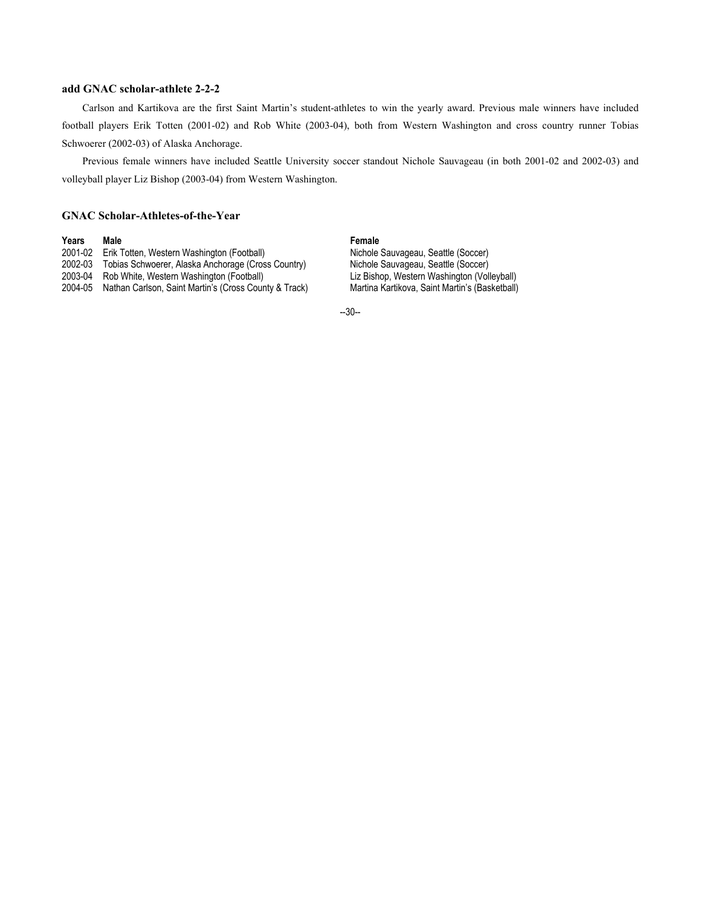**add GNAC scholar-athlete 2-2-2**

Carlson and Kartikova are the first Saint Martin's student-athletes to win the yearly award. Previous male winners have included football players Erik Totten (2001-02) and Rob White (2003-04), both from Western Washington and cross country runner Tobias Schwoerer (2002-03) of Alaska Anchorage.

Previous female winners have included Seattle University soccer standout Nichole Sauvageau (in both 2001-02 and 2002-03) and volleyball player Liz Bishop (2003-04) from Western Washington.

**GNAC Scholar-Athletes-of-the-Year**

| Years | Male | Female |
|---|---|---|
| 2001-02 | Erik Totten, Western Washington (Football) | Nichole Sauvageau, Seattle (Soccer) |
| 2002-03 | Tobias Schwoerer, Alaska Anchorage (Cross Country) | Nichole Sauvageau, Seattle (Soccer) |
| 2003-04 | Rob White, Western Washington (Football) | Liz Bishop, Western Washington (Volleyball) |
| 2004-05 | Nathan Carlson, Saint Martin's (Cross County & Track) | Martina Kartikova, Saint Martin's (Basketball) |

--30--